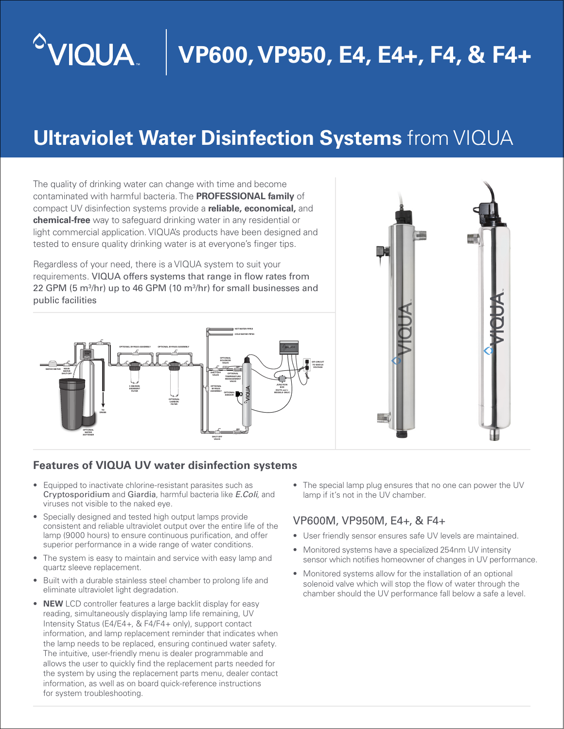# VP600, VP950, E4, E4+, F4, & F4+

## Ultraviolet Water Disinfection Systems from VIQUA

The quality of drinking water can change with time and become contaminated with harmful bacteria. The **PROFESSIONAL family** of compact UV disinfection systems provide a **reliable, economical,** and **chemical-free** way to safeguard drinking water in any residential or light commercial application. VIQUA's products have been designed and tested to ensure quality drinking water is at everyone's finger tips.

Regardless of your need, there is a VIQUA system to suit your requirements. VIQUA offers systems that range in flow rates from 22 GPM (5 $m^3$/hr) up to 46 GPM (10 $m^3$/hr) for small businesses and public facilities

## Features of VIQUA UV water disinfection systems

- Equipped to inactivate chlorine-resistant parasites such as Cryptosporidium and Giardia, harmful bacteria like *E.Coli*, and viruses not visible to the naked eye.
- Specially designed and tested high output lamps provide consistent and reliable ultraviolet output over the entire life of the lamp (9000 hours) to ensure continuous purification, and offer superior performance in a wide range of water conditions.
- The system is easy to maintain and service with easy lamp and quartz sleeve replacement.
- Built with a durable stainless steel chamber to prolong life and eliminate ultraviolet light degradation.
- **NEW** LCD controller features a large backlit display for easy reading, simultaneously displaying lamp life remaining, UV Intensity Status (E4/E4+, & F4/F4+ only), support contact information, and lamp replacement reminder that indicates when the lamp needs to be replaced, ensuring continued water safety. The intuitive, user-friendly menu is dealer programmable and allows the user to quickly find the replacement parts needed for the system by using the replacement parts menu, dealer contact information, as well as on board quick-reference instructions for system troubleshooting.
- The special lamp plug ensures that no one can power the UV lamp if it's not in the UV chamber.

### VP600M, VP950M, E4+, & F4+

- User friendly sensor ensures safe UV levels are maintained.
- Monitored systems have a specialized 254nm UV intensity sensor which notifies homeowner of changes in UV performance.
- Monitored systems allow for the installation of an optional solenoid valve which will stop the flow of water through the chamber should the UV performance fall below a safe a level.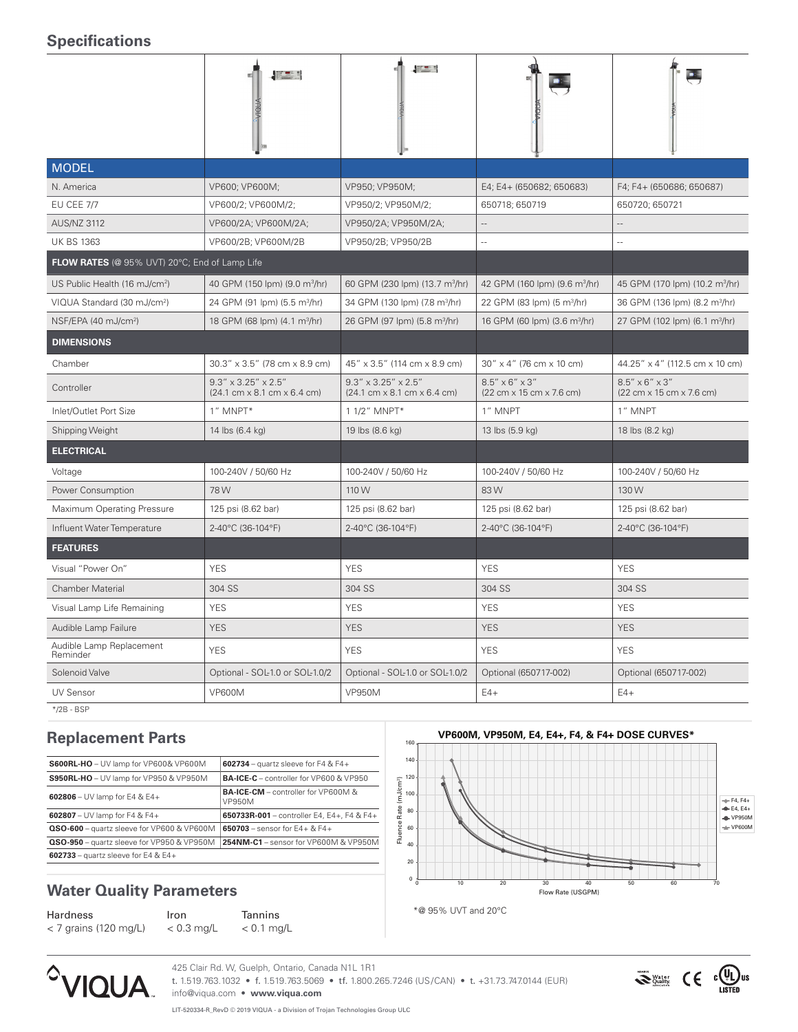## Specifications

| MODEL | | | | |
|---|---|---|---|---|
| N. America | VP600; VP600M; | VP950; VP950M; | E4; E4+ (650682; 650683) | F4; F4+ (650686; 650687) |
| EU CEE 7/7 | VP600/2; VP600M/2; | VP950/2; VP950M/2; | 650718; 650719 | 650720; 650721 |
| AUS/NZ 3112 | VP600/2A; VP600M/2A; | VP950/2A; VP950M/2A; | -- | -- |
| UK BS 1363 | VP600/2B; VP600M/2B | VP950/2B; VP950/2B | -- | -- |
| **FLOW RATES** (@ 95% UVT) 20°C; End of Lamp Life | | | | |
| US Public Health (16 mJ/cm$^2$) | 40 GPM (150 lpm) (9.0 m$^3$/hr) | 60 GPM (230 lpm) (13.7 m$^3$/hr) | 42 GPM (160 lpm) (9.6 m$^3$/hr) | 45 GPM (170 lpm) (10.2 m$^3$/hr) |
| VIQUA Standard (30 mJ/cm$^2$) | 24 GPM (91 lpm) (5.5 m$^3$/hr) | 34 GPM (130 lpm) (7.8 m$^3$/hr) | 22 GPM (83 lpm) (5 m$^3$/hr) | 36 GPM (136 lpm) (8.2 m$^3$/hr) |
| NSF/EPA (40 mJ/cm$^2$) | 18 GPM (68 lpm) (4.1 m$^3$/hr) | 26 GPM (97 lpm) (5.8 m$^3$/hr) | 16 GPM (60 lpm) (3.6 m$^3$/hr) | 27 GPM (102 lpm) (6.1 m$^3$/hr) |
| **DIMENSIONS** | | | | |
| Chamber | 30.3" x 3.5" (78 cm x 8.9 cm) | 45" x 3.5" (114 cm x 8.9 cm) | 30" x 4" (76 cm x 10 cm) | 44.25" x 4" (112.5 cm x 10 cm) |
| Controller | 9.3" x 3.25" x 2.5" (24.1 cm x 8.1 cm x 6.4 cm) | 9.3" x 3.25" x 2.5" (24.1 cm x 8.1 cm x 6.4 cm) | 8.5" x 6" x 3" (22 cm x 15 cm x 7.6 cm) | 8.5" x 6" x 3" (22 cm x 15 cm x 7.6 cm) |
| Inlet/Outlet Port Size | 1" MNPT* | 1 1/2" MNPT* | 1" MNPT | 1" MNPT |
| Shipping Weight | 14 lbs (6.4 kg) | 19 lbs (8.6 kg) | 13 lbs (5.9 kg) | 18 lbs (8.2 kg) |
| **ELECTRICAL** | | | | |
| Voltage | 100-240V / 50/60 Hz | 100-240V / 50/60 Hz | 100-240V / 50/60 Hz | 100-240V / 50/60 Hz |
| Power Consumption | 78 W | 110 W | 83 W | 130 W |
| Maximum Operating Pressure | 125 psi (8.62 bar) | 125 psi (8.62 bar) | 125 psi (8.62 bar) | 125 psi (8.62 bar) |
| Influent Water Temperature | 2-40°C (36-104°F) | 2-40°C (36-104°F) | 2-40°C (36-104°F) | 2-40°C (36-104°F) |
| **FEATURES** | | | | |
| Visual "Power On" | YES | YES | YES | YES |
| Chamber Material | 304 SS | 304 SS | 304 SS | 304 SS |
| Visual Lamp Life Remaining | YES | YES | YES | YES |
| Audible Lamp Failure | YES | YES | YES | YES |
| Audible Lamp Replacement Reminder | YES | YES | YES | YES |
| Solenoid Valve | Optional - SOL-1.0 or SOL-1.0/2 | Optional - SOL-1.0 or SOL-1.0/2 | Optional (650717-002) | Optional (650717-002) |
| UV Sensor | VP600M | VP950M | E4+ | E4+ |

*/2B - BSP

## Replacement Parts

| | |
|---|---|
| **S600RL-HO** – UV lamp for VP600& VP600M | **602734** – quartz sleeve for F4 & F4+ |
| **S950RL-HO** – UV lamp for VP950 & VP950M | **BA-ICE-C** – controller for VP600 & VP950 |
| **602806** – UV lamp for E4 & E4+ | **BA-ICE-CM** – controller for VP600M & VP950M |
| **602807** – UV lamp for F4 & F4+ | **650733R-001** – controller E4, E4+, F4 & F4+ |
| **QSO-600** – quartz sleeve for VP600 & VP600M | **650703** – sensor for E4+ & F4+ |
| **QSO-950** – quartz sleeve for VP950 & VP950M | **254NM-C1** – sensor for VP600M & VP950M |
| **602733** – quartz sleeve for E4 & E4+ | |

## Water Quality Parameters

| Hardness | Iron | Tannins |
|---|---|---|
| < 7 grains (120 mg/L) | < 0.3 mg/L | < 0.1 mg/L |

**VP600M, VP950M, E4, E4+, F4, & F4+ DOSE CURVES***

Fluence Rate (mJ/cm$^2$)

160, 140, 120, 100, 80, 60, 40, 20, 0

Flow Rate (USGPM)

0, 10, 20, 30, 40, 50, 60, 70

F4, F4+
E4, E4+
VP950M
VP600M

*@ 95% UVT and 20°C

425 Clair Rd. W, Guelph, Ontario, Canada N1L 1R1
t. 1.519.763.1032 • f. 1.519.763.5069 • tf. 1.800.265.7246 (US/CAN) • t. +31.73.747.0144 (EUR)
info@viqua.com • **www.viqua.com**

LIT-520334-R_RevD © 2019 VIQUA - a Division of Trojan Technologies Group ULC